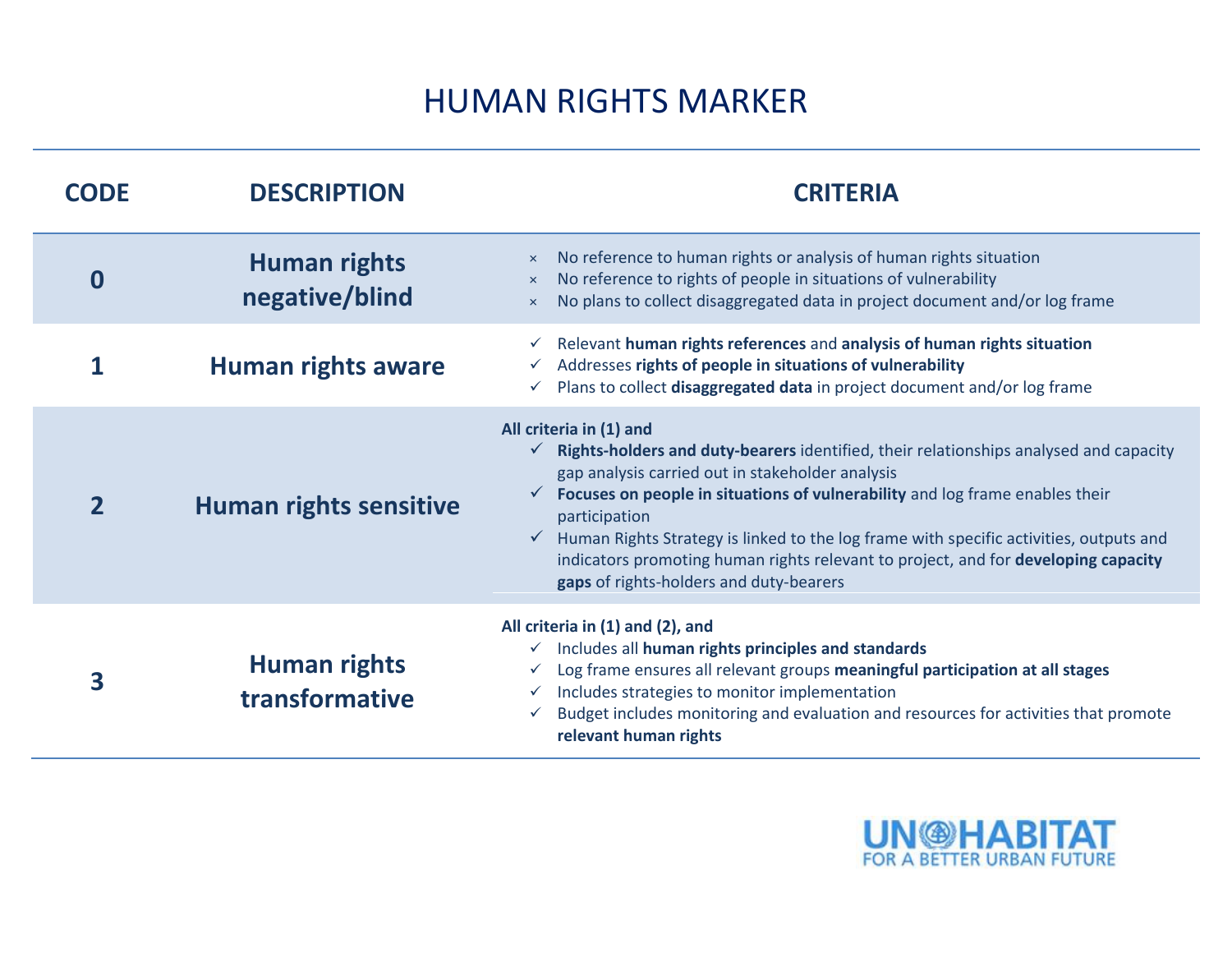# HUMAN RIGHTS MARKER

| CODE | DESCRIPTION | CRITERIA |
| --- | --- | --- |
| 0 | **Human rights negative/blind** | × No reference to human rights or analysis of human rights situation<br>× No reference to rights of people in situations of vulnerability<br>× No plans to collect disaggregated data in project document and/or log frame |
| 1 | **Human rights aware** | ✓ Relevant **human rights references** and **analysis of human rights situation**<br>✓ Addresses **rights of people in situations of vulnerability**<br>✓ Plans to collect **disaggregated data** in project document and/or log frame |
| 2 | **Human rights sensitive** | **All criteria in (1) and**<br>✓ **Rights-holders and duty-bearers** identified, their relationships analysed and capacity gap analysis carried out in stakeholder analysis<br>✓ **Focuses on people in situations of vulnerability** and log frame enables their participation<br>✓ Human Rights Strategy is linked to the log frame with specific activities, outputs and indicators promoting human rights relevant to project, and for **developing capacity gaps** of rights-holders and duty-bearers |
| 3 | **Human rights transformative** | **All criteria in (1) and (2), and**<br>✓ Includes all **human rights principles and standards**<br>✓ Log frame ensures all relevant groups **meaningful participation at all stages**<br>✓ Includes strategies to monitor implementation<br>✓ Budget includes monitoring and evaluation and resources for activities that promote **relevant human rights** |

UN-HABITAT
FOR A BETTER URBAN FUTURE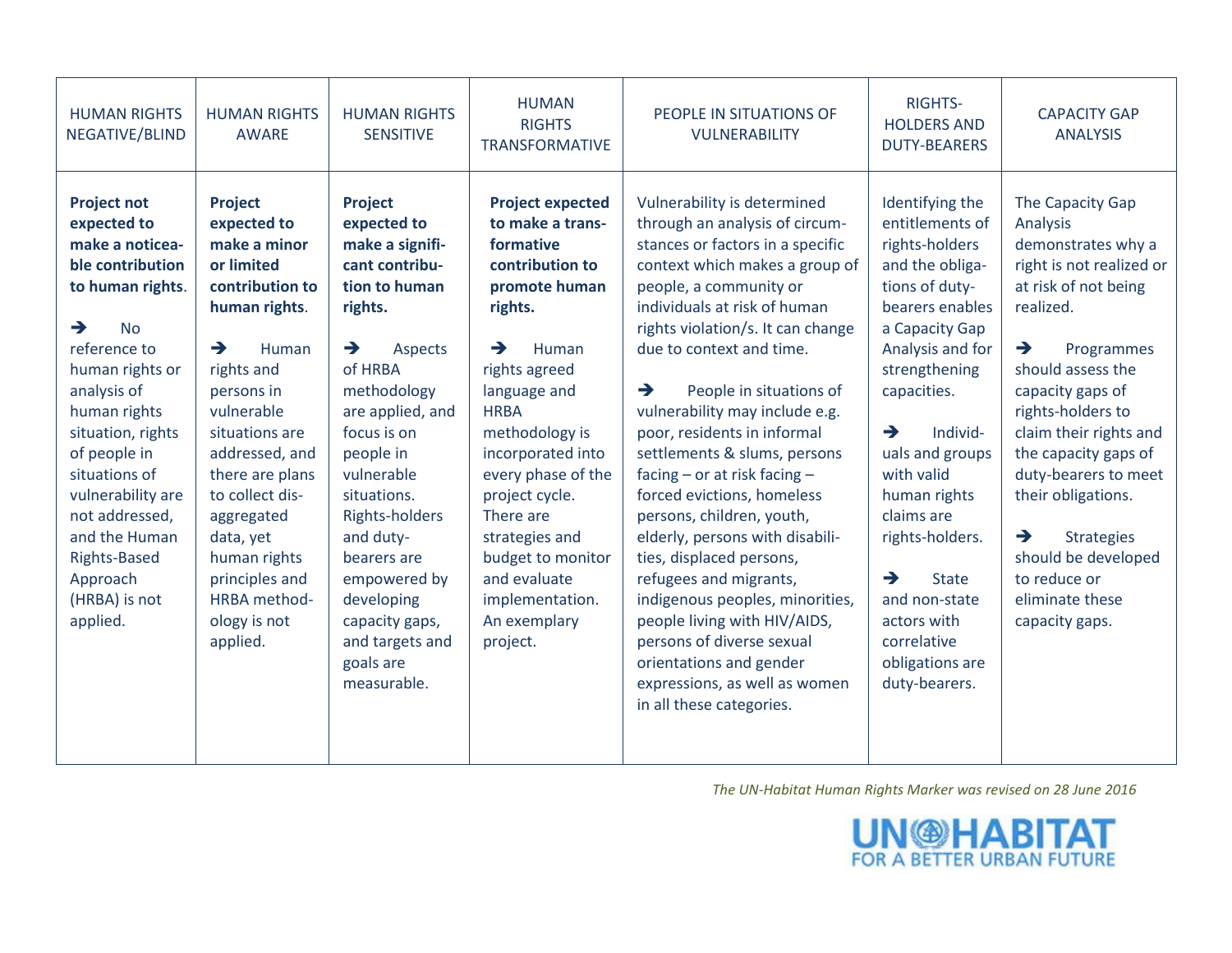| HUMAN RIGHTS NEGATIVE/BLIND | HUMAN RIGHTS AWARE | HUMAN RIGHTS SENSITIVE | HUMAN RIGHTS TRANSFORMATIVE | PEOPLE IN SITUATIONS OF VULNERABILITY | RIGHTS-HOLDERS AND DUTY-BEARERS | CAPACITY GAP ANALYSIS |
|---|---|---|---|---|---|---|
| **Project not expected to make a noticeable contribution to human rights**. <br><br> ➔ No reference to human rights or analysis of human rights situation, rights of people in situations of vulnerability are not addressed, and the Human Rights-Based Approach (HRBA) is not applied. | **Project expected to make a minor or limited contribution to human rights**. <br><br> ➔ Human rights and persons in vulnerable situations are addressed, and there are plans to collect disaggregated data, yet human rights principles and HRBA methodology is not applied. | **Project expected to make a significant contribution to human rights.** <br><br> ➔ Aspects of HRBA methodology are applied, and focus is on people in vulnerable situations. Rights-holders and duty-bearers are empowered by developing capacity gaps, and targets and goals are measurable. | **Project expected to make a transformative contribution to promote human rights.** <br><br> ➔ Human rights agreed language and HRBA methodology is incorporated into every phase of the project cycle. There are strategies and budget to monitor and evaluate implementation. An exemplary project. | Vulnerability is determined through an analysis of circumstances or factors in a specific context which makes a group of people, a community or individuals at risk of human rights violation/s. It can change due to context and time. <br><br> ➔ People in situations of vulnerability may include e.g. poor, residents in informal settlements & slums, persons facing – or at risk facing – forced evictions, homeless persons, children, youth, elderly, persons with disabilities, displaced persons, refugees and migrants, indigenous peoples, minorities, people living with HIV/AIDS, persons of diverse sexual orientations and gender expressions, as well as women in all these categories. | Identifying the entitlements of rights-holders and the obligations of duty-bearers enables a Capacity Gap Analysis and for strengthening capacities. <br><br> ➔ Individuals and groups with valid human rights claims are rights-holders. <br><br> ➔ State and non-state actors with correlative obligations are duty-bearers. | The Capacity Gap Analysis demonstrates why a right is not realized or at risk of not being realized. <br><br> ➔ Programmes should assess the capacity gaps of rights-holders to claim their rights and the capacity gaps of duty-bearers to meet their obligations. <br><br> ➔ Strategies should be developed to reduce or eliminate these capacity gaps. |

*The UN-Habitat Human Rights Marker was revised on 28 June 2016*

UN-HABITAT
FOR A BETTER URBAN FUTURE